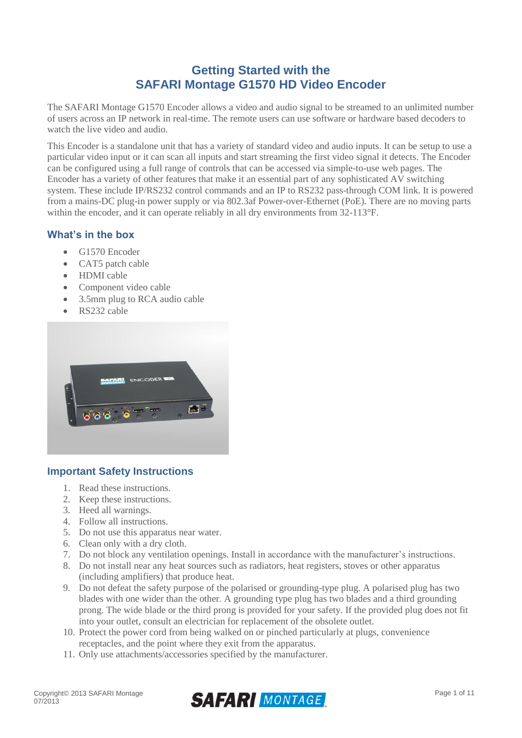# Getting Started with the SAFARI Montage G1570 HD Video Encoder

The SAFARI Montage G1570 Encoder allows a video and audio signal to be streamed to an unlimited number of users across an IP network in real-time. The remote users can use software or hardware based decoders to watch the live video and audio.

This Encoder is a standalone unit that has a variety of standard video and audio inputs. It can be setup to use a particular video input or it can scan all inputs and start streaming the first video signal it detects. The Encoder can be configured using a full range of controls that can be accessed via simple-to-use web pages. The Encoder has a variety of other features that make it an essential part of any sophisticated AV switching system. These include IP/RS232 control commands and an IP to RS232 pass-through COM link. It is powered from a mains-DC plug-in power supply or via 802.3af Power-over-Ethernet (PoE). There are no moving parts within the encoder, and it can operate reliably in all dry environments from 32-113°F.

## What's in the box

- G1570 Encoder
- CAT5 patch cable
- HDMI cable
- Component video cable
- 3.5mm plug to RCA audio cable
- RS232 cable

## Important Safety Instructions

1. Read these instructions.
2. Keep these instructions.
3. Heed all warnings.
4. Follow all instructions.
5. Do not use this apparatus near water.
6. Clean only with a dry cloth.
7. Do not block any ventilation openings. Install in accordance with the manufacturer's instructions.
8. Do not install near any heat sources such as radiators, heat registers, stoves or other apparatus (including amplifiers) that produce heat.
9. Do not defeat the safety purpose of the polarised or grounding-type plug. A polarised plug has two blades with one wider than the other. A grounding type plug has two blades and a third grounding prong. The wide blade or the third prong is provided for your safety. If the provided plug does not fit into your outlet, consult an electrician for replacement of the obsolete outlet.
10. Protect the power cord from being walked on or pinched particularly at plugs, convenience receptacles, and the point where they exit from the apparatus.
11. Only use attachments/accessories specified by the manufacturer.

Copyright© 2013 SAFARI Montage
07/2013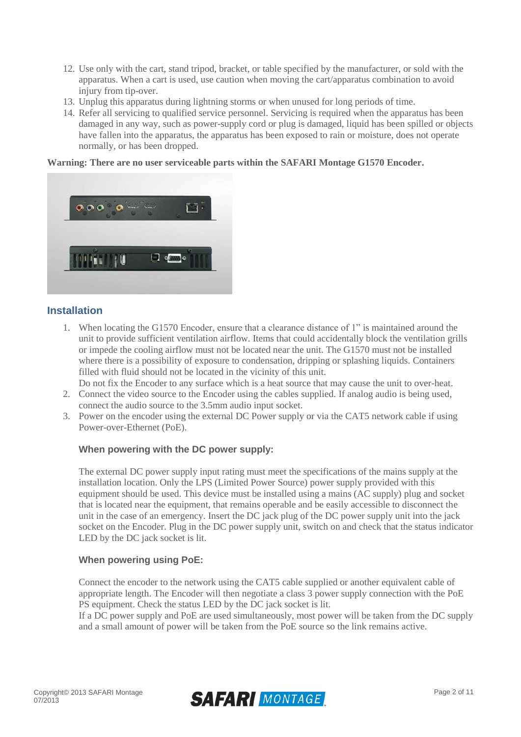12. Use only with the cart, stand tripod, bracket, or table specified by the manufacturer, or sold with the apparatus. When a cart is used, use caution when moving the cart/apparatus combination to avoid injury from tip-over.
13. Unplug this apparatus during lightning storms or when unused for long periods of time.
14. Refer all servicing to qualified service personnel. Servicing is required when the apparatus has been damaged in any way, such as power-supply cord or plug is damaged, liquid has been spilled or objects have fallen into the apparatus, the apparatus has been exposed to rain or moisture, does not operate normally, or has been dropped.

**Warning: There are no user serviceable parts within the SAFARI Montage G1570 Encoder.**

## Installation

1. When locating the G1570 Encoder, ensure that a clearance distance of 1" is maintained around the unit to provide sufficient ventilation airflow. Items that could accidentally block the ventilation grills or impede the cooling airflow must not be located near the unit. The G1570 must not be installed where there is a possibility of exposure to condensation, dripping or splashing liquids. Containers filled with fluid should not be located in the vicinity of this unit.
   Do not fix the Encoder to any surface which is a heat source that may cause the unit to over-heat.
2. Connect the video source to the Encoder using the cables supplied. If analog audio is being used, connect the audio source to the 3.5mm audio input socket.
3. Power on the encoder using the external DC Power supply or via the CAT5 network cable if using Power-over-Ethernet (PoE).

   ### When powering with the DC power supply:

   The external DC power supply input rating must meet the specifications of the mains supply at the installation location. Only the LPS (Limited Power Source) power supply provided with this equipment should be used. This device must be installed using a mains (AC supply) plug and socket that is located near the equipment, that remains operable and be easily accessible to disconnect the unit in the case of an emergency. Insert the DC jack plug of the DC power supply unit into the jack socket on the Encoder. Plug in the DC power supply unit, switch on and check that the status indicator LED by the DC jack socket is lit.

   ### When powering using PoE:

   Connect the encoder to the network using the CAT5 cable supplied or another equivalent cable of appropriate length. The Encoder will then negotiate a class 3 power supply connection with the PoE PS equipment. Check the status LED by the DC jack socket is lit.
   If a DC power supply and PoE are used simultaneously, most power will be taken from the DC supply and a small amount of power will be taken from the PoE source so the link remains active.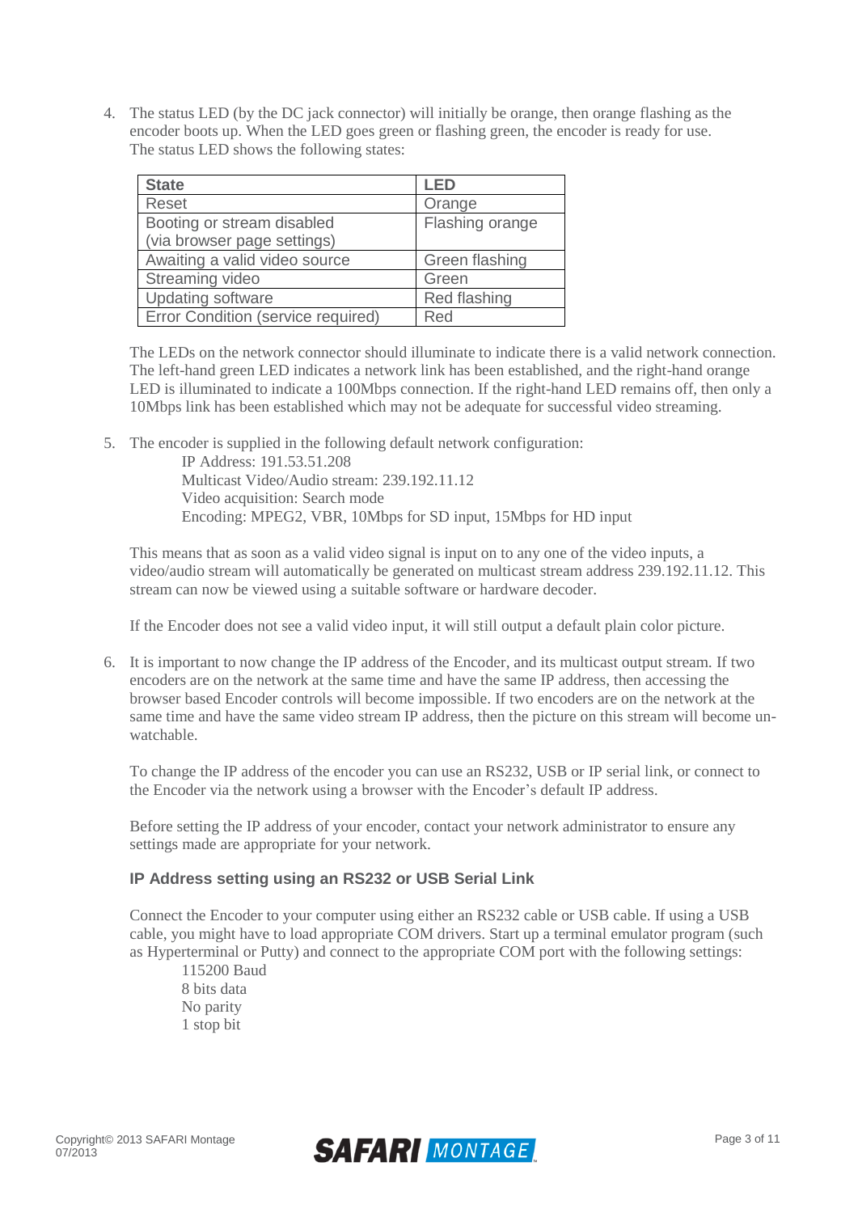4. The status LED (by the DC jack connector) will initially be orange, then orange flashing as the encoder boots up. When the LED goes green or flashing green, the encoder is ready for use. The status LED shows the following states:

| State | LED |
| --- | --- |
| Reset | Orange |
| Booting or stream disabled (via browser page settings) | Flashing orange |
| Awaiting a valid video source | Green flashing |
| Streaming video | Green |
| Updating software | Red flashing |
| Error Condition (service required) | Red |

   The LEDs on the network connector should illuminate to indicate there is a valid network connection. The left-hand green LED indicates a network link has been established, and the right-hand orange LED is illuminated to indicate a 100Mbps connection. If the right-hand LED remains off, then only a 10Mbps link has been established which may not be adequate for successful video streaming.

5. The encoder is supplied in the following default network configuration:
   - IP Address: 191.53.51.208
   - Multicast Video/Audio stream: 239.192.11.12
   - Video acquisition: Search mode
   - Encoding: MPEG2, VBR, 10Mbps for SD input, 15Mbps for HD input

   This means that as soon as a valid video signal is input on to any one of the video inputs, a video/audio stream will automatically be generated on multicast stream address 239.192.11.12. This stream can now be viewed using a suitable software or hardware decoder.

   If the Encoder does not see a valid video input, it will still output a default plain color picture.

6. It is important to now change the IP address of the Encoder, and its multicast output stream. If two encoders are on the network at the same time and have the same IP address, then accessing the browser based Encoder controls will become impossible. If two encoders are on the network at the same time and have the same video stream IP address, then the picture on this stream will become un-watchable.

   To change the IP address of the encoder you can use an RS232, USB or IP serial link, or connect to the Encoder via the network using a browser with the Encoder's default IP address.

   Before setting the IP address of your encoder, contact your network administrator to ensure any settings made are appropriate for your network.

   **IP Address setting using an RS232 or USB Serial Link**

   Connect the Encoder to your computer using either an RS232 cable or USB cable. If using a USB cable, you might have to load appropriate COM drivers. Start up a terminal emulator program (such as Hyperterminal or Putty) and connect to the appropriate COM port with the following settings:
   - 115200 Baud
   - 8 bits data
   - No parity
   - 1 stop bit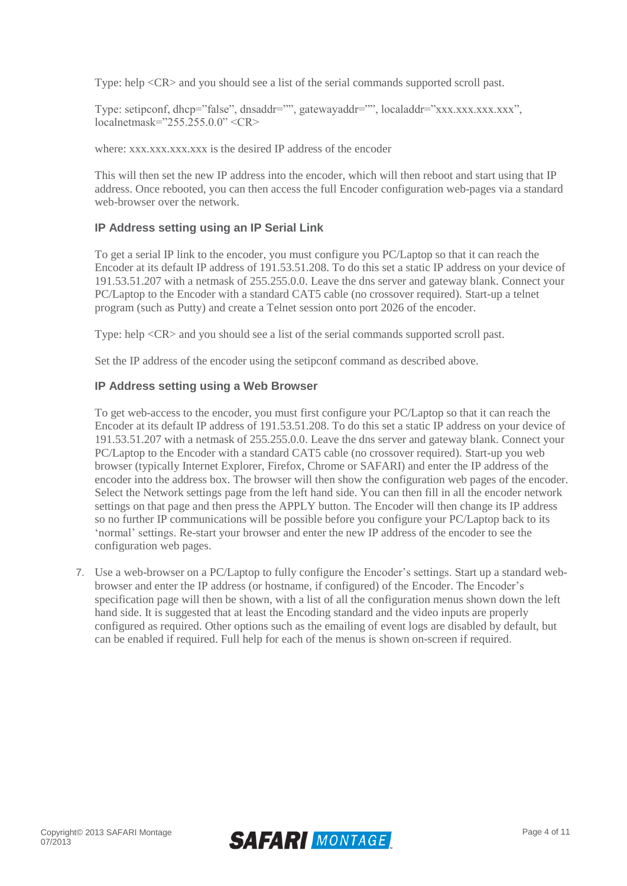Type: help <CR> and you should see a list of the serial commands supported scroll past.

Type: setipconf, dhcp="false", dnsaddr="", gatewayaddr="", localaddr="xxx.xxx.xxx.xxx", localnetmask="255.255.0.0" <CR>

where: xxx.xxx.xxx.xxx is the desired IP address of the encoder

This will then set the new IP address into the encoder, which will then reboot and start using that IP address. Once rebooted, you can then access the full Encoder configuration web-pages via a standard web-browser over the network.

### IP Address setting using an IP Serial Link

To get a serial IP link to the encoder, you must configure you PC/Laptop so that it can reach the Encoder at its default IP address of 191.53.51.208. To do this set a static IP address on your device of 191.53.51.207 with a netmask of 255.255.0.0. Leave the dns server and gateway blank. Connect your PC/Laptop to the Encoder with a standard CAT5 cable (no crossover required). Start-up a telnet program (such as Putty) and create a Telnet session onto port 2026 of the encoder.

Type: help <CR> and you should see a list of the serial commands supported scroll past.

Set the IP address of the encoder using the setipconf command as described above.

### IP Address setting using a Web Browser

To get web-access to the encoder, you must first configure your PC/Laptop so that it can reach the Encoder at its default IP address of 191.53.51.208. To do this set a static IP address on your device of 191.53.51.207 with a netmask of 255.255.0.0. Leave the dns server and gateway blank. Connect your PC/Laptop to the Encoder with a standard CAT5 cable (no crossover required). Start-up you web browser (typically Internet Explorer, Firefox, Chrome or SAFARI) and enter the IP address of the encoder into the address box. The browser will then show the configuration web pages of the encoder. Select the Network settings page from the left hand side. You can then fill in all the encoder network settings on that page and then press the APPLY button. The Encoder will then change its IP address so no further IP communications will be possible before you configure your PC/Laptop back to its 'normal' settings. Re-start your browser and enter the new IP address of the encoder to see the configuration web pages.

7. Use a web-browser on a PC/Laptop to fully configure the Encoder's settings. Start up a standard web-browser and enter the IP address (or hostname, if configured) of the Encoder. The Encoder's specification page will then be shown, with a list of all the configuration menus shown down the left hand side. It is suggested that at least the Encoding standard and the video inputs are properly configured as required. Other options such as the emailing of event logs are disabled by default, but can be enabled if required. Full help for each of the menus is shown on-screen if required.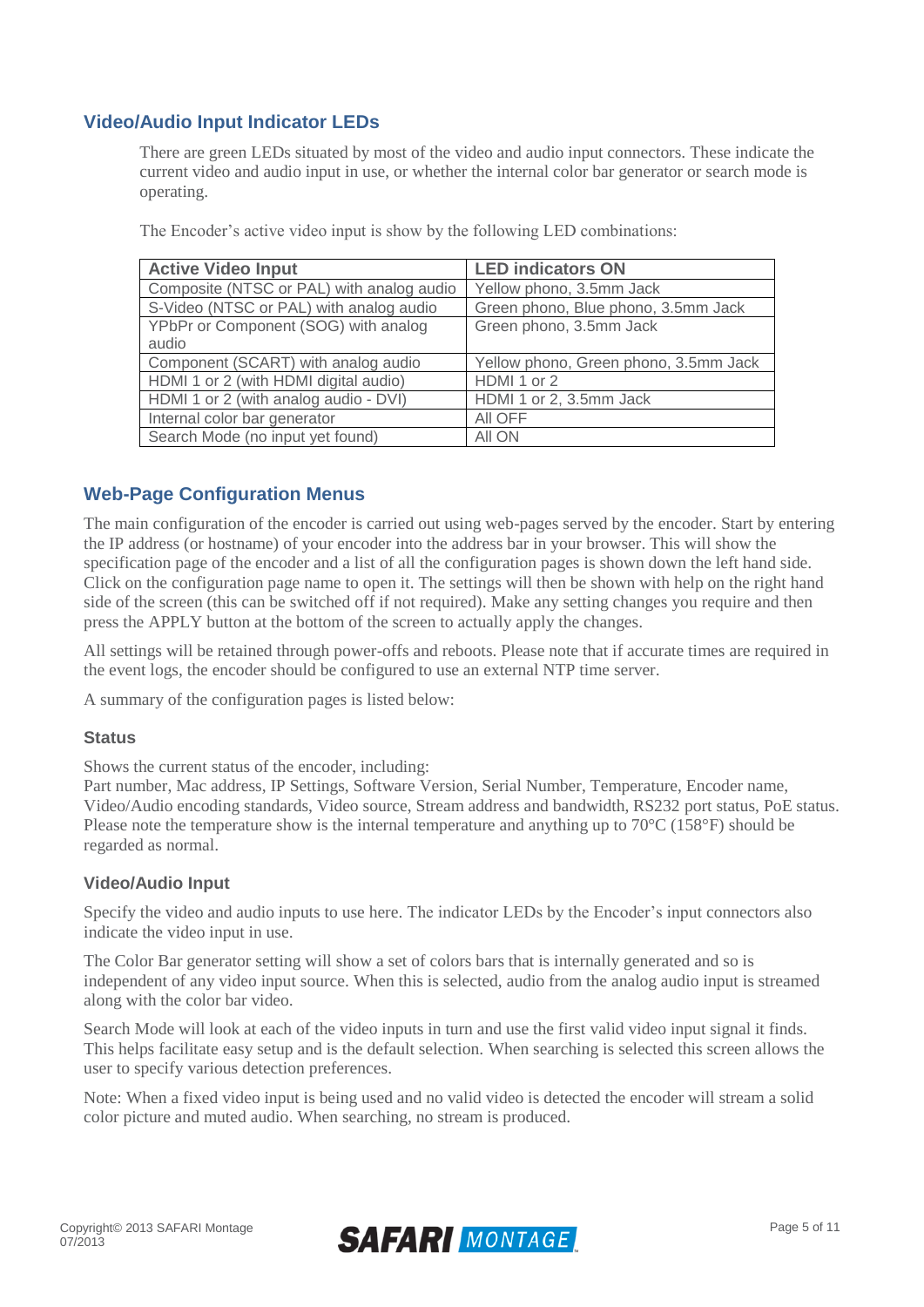## Video/Audio Input Indicator LEDs

There are green LEDs situated by most of the video and audio input connectors. These indicate the current video and audio input in use, or whether the internal color bar generator or search mode is operating.

The Encoder's active video input is show by the following LED combinations:

| Active Video Input | LED indicators ON |
|---|---|
| Composite (NTSC or PAL) with analog audio | Yellow phono, 3.5mm Jack |
| S-Video (NTSC or PAL) with analog audio | Green phono, Blue phono, 3.5mm Jack |
| YPbPr or Component (SOG) with analog audio | Green phono, 3.5mm Jack |
| Component (SCART) with analog audio | Yellow phono, Green phono, 3.5mm Jack |
| HDMI 1 or 2 (with HDMI digital audio) | HDMI 1 or 2 |
| HDMI 1 or 2 (with analog audio - DVI) | HDMI 1 or 2, 3.5mm Jack |
| Internal color bar generator | All OFF |
| Search Mode (no input yet found) | All ON |

## Web-Page Configuration Menus

The main configuration of the encoder is carried out using web-pages served by the encoder. Start by entering the IP address (or hostname) of your encoder into the address bar in your browser. This will show the specification page of the encoder and a list of all the configuration pages is shown down the left hand side. Click on the configuration page name to open it. The settings will then be shown with help on the right hand side of the screen (this can be switched off if not required). Make any setting changes you require and then press the APPLY button at the bottom of the screen to actually apply the changes.

All settings will be retained through power-offs and reboots. Please note that if accurate times are required in the event logs, the encoder should be configured to use an external NTP time server.

A summary of the configuration pages is listed below:

### Status

Shows the current status of the encoder, including:
Part number, Mac address, IP Settings, Software Version, Serial Number, Temperature, Encoder name, Video/Audio encoding standards, Video source, Stream address and bandwidth, RS232 port status, PoE status. Please note the temperature show is the internal temperature and anything up to 70°C (158°F) should be regarded as normal.

### Video/Audio Input

Specify the video and audio inputs to use here. The indicator LEDs by the Encoder's input connectors also indicate the video input in use.

The Color Bar generator setting will show a set of colors bars that is internally generated and so is independent of any video input source. When this is selected, audio from the analog audio input is streamed along with the color bar video.

Search Mode will look at each of the video inputs in turn and use the first valid video input signal it finds. This helps facilitate easy setup and is the default selection. When searching is selected this screen allows the user to specify various detection preferences.

Note: When a fixed video input is being used and no valid video is detected the encoder will stream a solid color picture and muted audio. When searching, no stream is produced.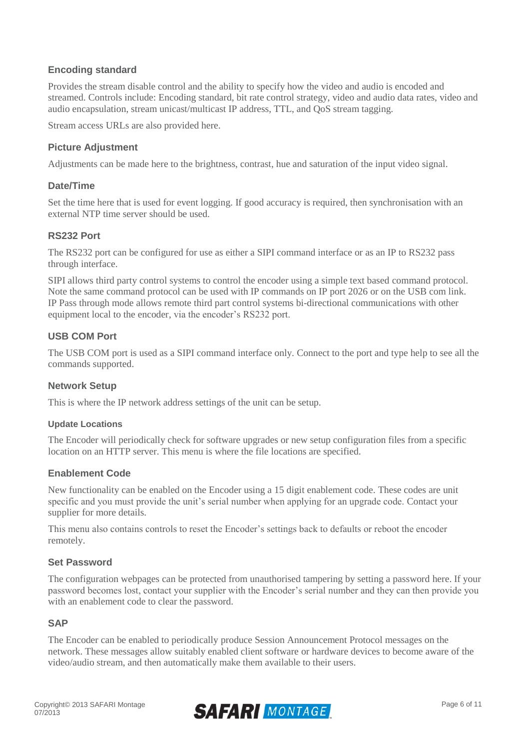### Encoding standard

Provides the stream disable control and the ability to specify how the video and audio is encoded and streamed. Controls include: Encoding standard, bit rate control strategy, video and audio data rates, video and audio encapsulation, stream unicast/multicast IP address, TTL, and QoS stream tagging.

Stream access URLs are also provided here.

### Picture Adjustment

Adjustments can be made here to the brightness, contrast, hue and saturation of the input video signal.

### Date/Time

Set the time here that is used for event logging. If good accuracy is required, then synchronisation with an external NTP time server should be used.

### RS232 Port

The RS232 port can be configured for use as either a SIPI command interface or as an IP to RS232 pass through interface.

SIPI allows third party control systems to control the encoder using a simple text based command protocol. Note the same command protocol can be used with IP commands on IP port 2026 or on the USB com link. IP Pass through mode allows remote third part control systems bi-directional communications with other equipment local to the encoder, via the encoder's RS232 port.

### USB COM Port

The USB COM port is used as a SIPI command interface only. Connect to the port and type help to see all the commands supported.

### Network Setup

This is where the IP network address settings of the unit can be setup.

#### Update Locations

The Encoder will periodically check for software upgrades or new setup configuration files from a specific location on an HTTP server. This menu is where the file locations are specified.

### Enablement Code

New functionality can be enabled on the Encoder using a 15 digit enablement code. These codes are unit specific and you must provide the unit's serial number when applying for an upgrade code. Contact your supplier for more details.

This menu also contains controls to reset the Encoder's settings back to defaults or reboot the encoder remotely.

### Set Password

The configuration webpages can be protected from unauthorised tampering by setting a password here. If your password becomes lost, contact your supplier with the Encoder's serial number and they can then provide you with an enablement code to clear the password.

### SAP

The Encoder can be enabled to periodically produce Session Announcement Protocol messages on the network. These messages allow suitably enabled client software or hardware devices to become aware of the video/audio stream, and then automatically make them available to their users.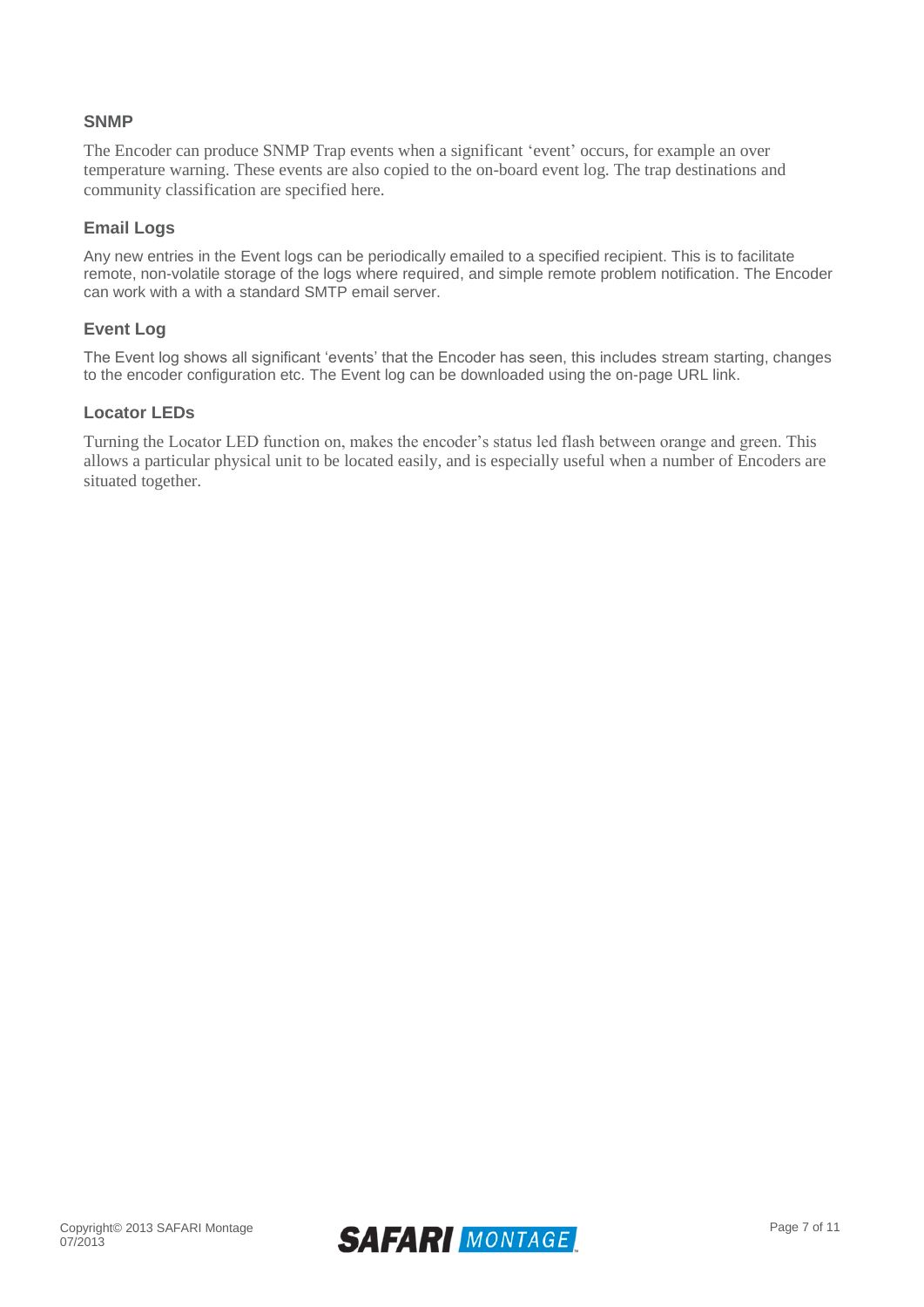### SNMP

The Encoder can produce SNMP Trap events when a significant 'event' occurs, for example an over temperature warning. These events are also copied to the on-board event log. The trap destinations and community classification are specified here.

### Email Logs

Any new entries in the Event logs can be periodically emailed to a specified recipient. This is to facilitate remote, non-volatile storage of the logs where required, and simple remote problem notification. The Encoder can work with a with a standard SMTP email server.

### Event Log

The Event log shows all significant 'events' that the Encoder has seen, this includes stream starting, changes to the encoder configuration etc. The Event log can be downloaded using the on-page URL link.

### Locator LEDs

Turning the Locator LED function on, makes the encoder's status led flash between orange and green. This allows a particular physical unit to be located easily, and is especially useful when a number of Encoders are situated together.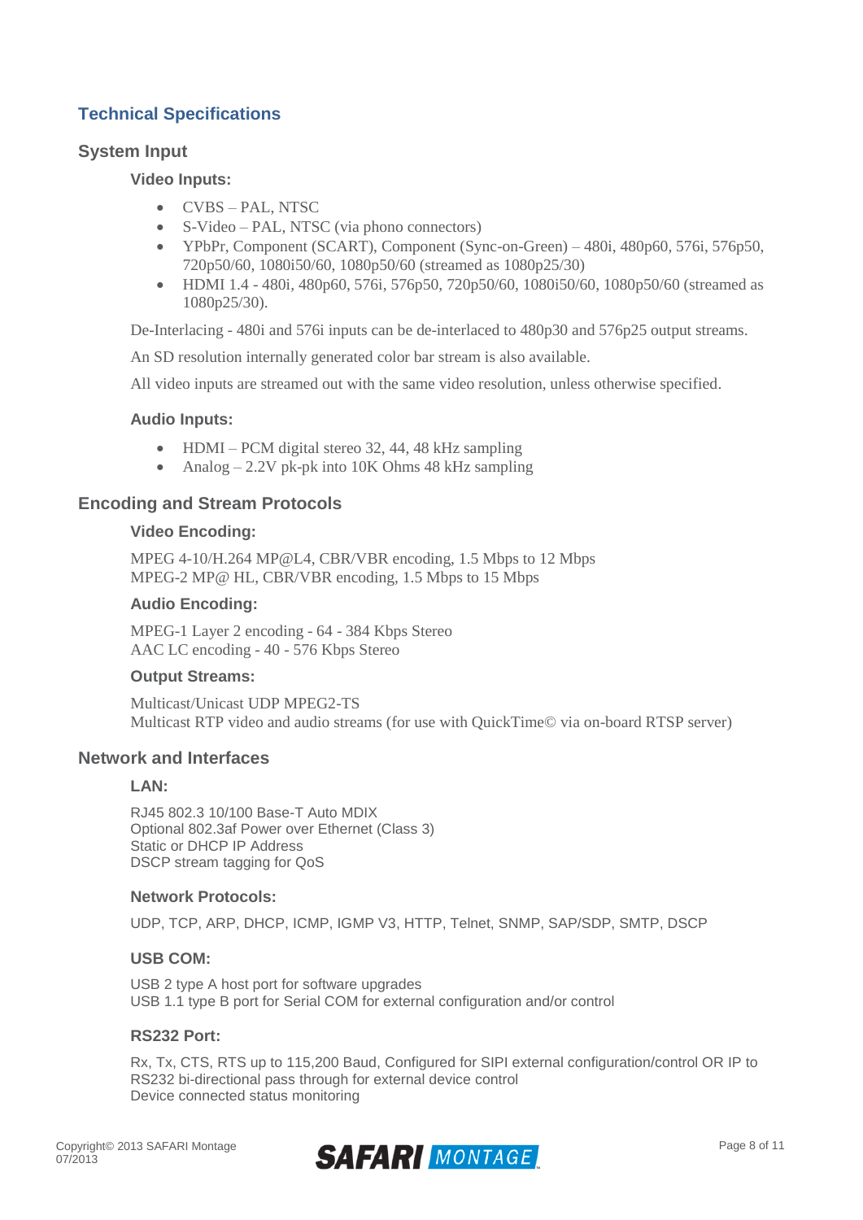# Technical Specifications

## System Input

### Video Inputs:

- CVBS – PAL, NTSC
- S-Video – PAL, NTSC (via phono connectors)
- YPbPr, Component (SCART), Component (Sync-on-Green) – 480i, 480p60, 576i, 576p50, 720p50/60, 1080i50/60, 1080p50/60 (streamed as 1080p25/30)
- HDMI 1.4 - 480i, 480p60, 576i, 576p50, 720p50/60, 1080i50/60, 1080p50/60 (streamed as 1080p25/30).

De-Interlacing - 480i and 576i inputs can be de-interlaced to 480p30 and 576p25 output streams.

An SD resolution internally generated color bar stream is also available.

All video inputs are streamed out with the same video resolution, unless otherwise specified.

### Audio Inputs:

- HDMI – PCM digital stereo 32, 44, 48 kHz sampling
- Analog – 2.2V pk-pk into 10K Ohms 48 kHz sampling

## Encoding and Stream Protocols

### Video Encoding:

MPEG 4-10/H.264 MP@L4, CBR/VBR encoding, 1.5 Mbps to 12 Mbps
MPEG-2 MP@ HL, CBR/VBR encoding, 1.5 Mbps to 15 Mbps

### Audio Encoding:

MPEG-1 Layer 2 encoding - 64 - 384 Kbps Stereo
AAC LC encoding - 40 - 576 Kbps Stereo

### Output Streams:

Multicast/Unicast UDP MPEG2-TS
Multicast RTP video and audio streams (for use with QuickTime© via on-board RTSP server)

## Network and Interfaces

### LAN:

RJ45 802.3 10/100 Base-T Auto MDIX
Optional 802.3af Power over Ethernet (Class 3)
Static or DHCP IP Address
DSCP stream tagging for QoS

### Network Protocols:

UDP, TCP, ARP, DHCP, ICMP, IGMP V3, HTTP, Telnet, SNMP, SAP/SDP, SMTP, DSCP

### USB COM:

USB 2 type A host port for software upgrades
USB 1.1 type B port for Serial COM for external configuration and/or control

### RS232 Port:

Rx, Tx, CTS, RTS up to 115,200 Baud, Configured for SIPI external configuration/control OR IP to RS232 bi-directional pass through for external device control
Device connected status monitoring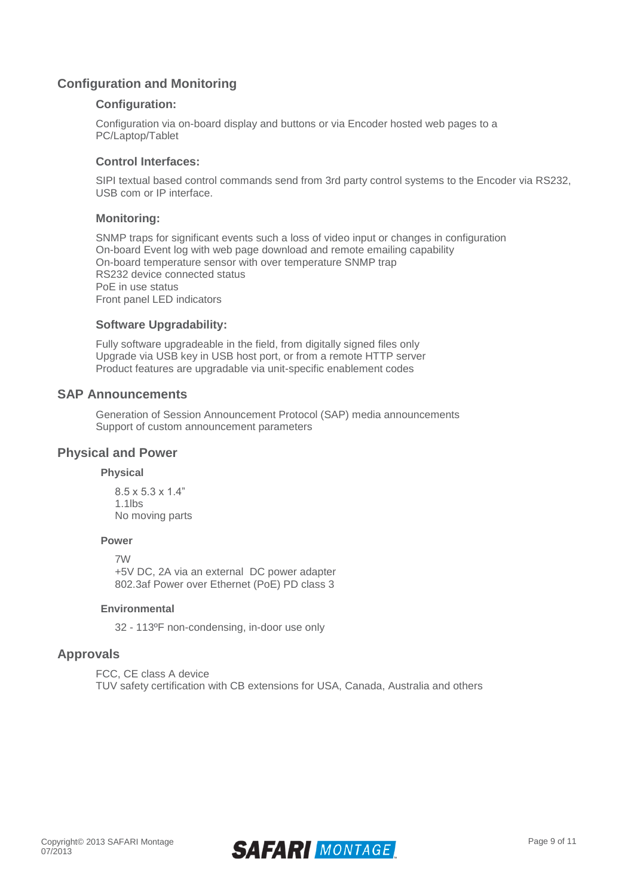## Configuration and Monitoring

### Configuration:

Configuration via on-board display and buttons or via Encoder hosted web pages to a PC/Laptop/Tablet

### Control Interfaces:

SIPI textual based control commands send from 3rd party control systems to the Encoder via RS232, USB com or IP interface.

### Monitoring:

SNMP traps for significant events such a loss of video input or changes in configuration
On-board Event log with web page download and remote emailing capability
On-board temperature sensor with over temperature SNMP trap
RS232 device connected status
PoE in use status
Front panel LED indicators

### Software Upgradability:

Fully software upgradeable in the field, from digitally signed files only
Upgrade via USB key in USB host port, or from a remote HTTP server
Product features are upgradable via unit-specific enablement codes

## SAP Announcements

Generation of Session Announcement Protocol (SAP) media announcements
Support of custom announcement parameters

## Physical and Power

#### Physical

8.5 x 5.3 x 1.4"
1.1lbs
No moving parts

#### Power

7W
+5V DC, 2A via an external DC power adapter
802.3af Power over Ethernet (PoE) PD class 3

#### Environmental

32 - 113ºF non-condensing, in-door use only

## Approvals

FCC, CE class A device
TUV safety certification with CB extensions for USA, Canada, Australia and others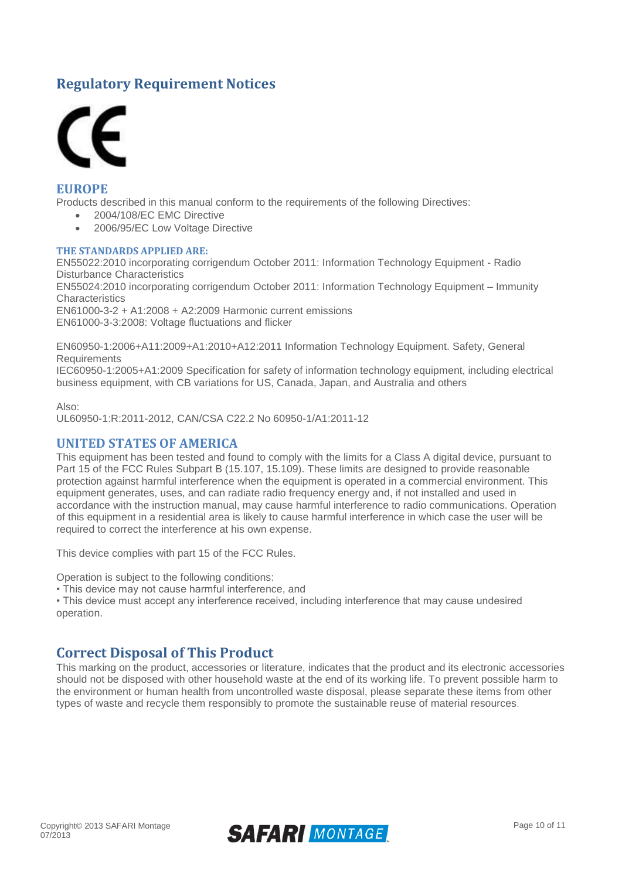# Regulatory Requirement Notices

## EUROPE

Products described in this manual conform to the requirements of the following Directives:

- 2004/108/EC EMC Directive
- 2006/95/EC Low Voltage Directive

### THE STANDARDS APPLIED ARE:

EN55022:2010 incorporating corrigendum October 2011: Information Technology Equipment - Radio Disturbance Characteristics
EN55024:2010 incorporating corrigendum October 2011: Information Technology Equipment – Immunity Characteristics
EN61000-3-2 + A1:2008 + A2:2009 Harmonic current emissions
EN61000-3-3:2008: Voltage fluctuations and flicker

EN60950-1:2006+A11:2009+A1:2010+A12:2011 Information Technology Equipment. Safety, General Requirements
IEC60950-1:2005+A1:2009 Specification for safety of information technology equipment, including electrical business equipment, with CB variations for US, Canada, Japan, and Australia and others

Also:
UL60950-1:R:2011-2012, CAN/CSA C22.2 No 60950-1/A1:2011-12

## UNITED STATES OF AMERICA

This equipment has been tested and found to comply with the limits for a Class A digital device, pursuant to Part 15 of the FCC Rules Subpart B (15.107, 15.109). These limits are designed to provide reasonable protection against harmful interference when the equipment is operated in a commercial environment. This equipment generates, uses, and can radiate radio frequency energy and, if not installed and used in accordance with the instruction manual, may cause harmful interference to radio communications. Operation of this equipment in a residential area is likely to cause harmful interference in which case the user will be required to correct the interference at his own expense.

This device complies with part 15 of the FCC Rules.

Operation is subject to the following conditions:
• This device may not cause harmful interference, and
• This device must accept any interference received, including interference that may cause undesired operation.

# Correct Disposal of This Product

This marking on the product, accessories or literature, indicates that the product and its electronic accessories should not be disposed with other household waste at the end of its working life. To prevent possible harm to the environment or human health from uncontrolled waste disposal, please separate these items from other types of waste and recycle them responsibly to promote the sustainable reuse of material resources.